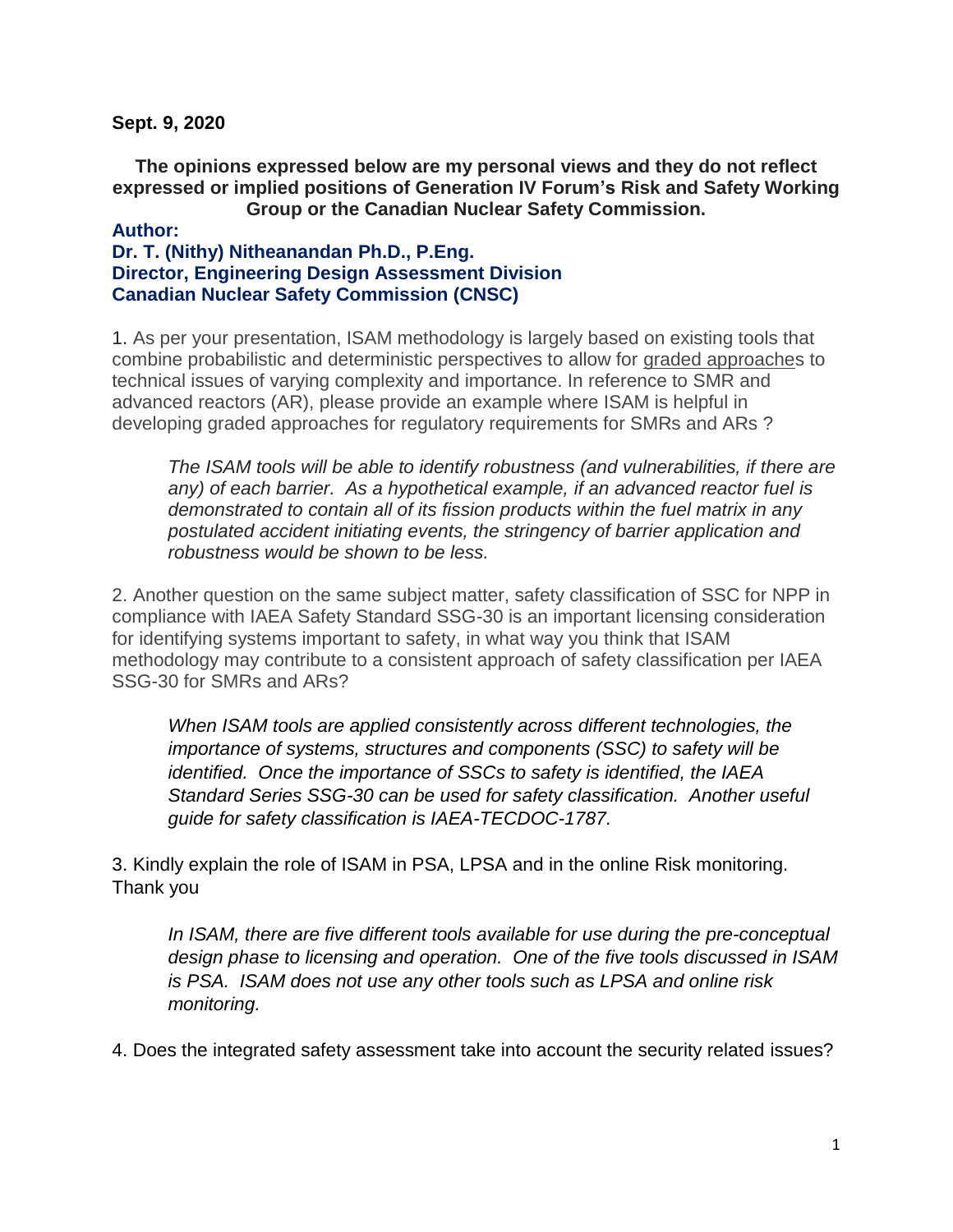**Sept. 9, 2020**

**The opinions expressed below are my personal views and they do not reflect expressed or implied positions of Generation IV Forum's Risk and Safety Working Group or the Canadian Nuclear Safety Commission.**

**Author:**
**Dr. T. (Nithy) Nitheanandan Ph.D., P.Eng.**
**Director, Engineering Design Assessment Division**
**Canadian Nuclear Safety Commission (CNSC)**

1. As per your presentation, ISAM methodology is largely based on existing tools that combine probabilistic and deterministic perspectives to allow for graded approaches to technical issues of varying complexity and importance. In reference to SMR and advanced reactors (AR), please provide an example where ISAM is helpful in developing graded approaches for regulatory requirements for SMRs and ARs ?

> *The ISAM tools will be able to identify robustness (and vulnerabilities, if there are any) of each barrier. As a hypothetical example, if an advanced reactor fuel is demonstrated to contain all of its fission products within the fuel matrix in any postulated accident initiating events, the stringency of barrier application and robustness would be shown to be less.*

2. Another question on the same subject matter, safety classification of SSC for NPP in compliance with IAEA Safety Standard SSG-30 is an important licensing consideration for identifying systems important to safety, in what way you think that ISAM methodology may contribute to a consistent approach of safety classification per IAEA SSG-30 for SMRs and ARs?

> *When ISAM tools are applied consistently across different technologies, the importance of systems, structures and components (SSC) to safety will be identified. Once the importance of SSCs to safety is identified, the IAEA Standard Series SSG-30 can be used for safety classification. Another useful guide for safety classification is IAEA-TECDOC-1787.*

3. Kindly explain the role of ISAM in PSA, LPSA and in the online Risk monitoring. Thank you

> *In ISAM, there are five different tools available for use during the pre-conceptual design phase to licensing and operation. One of the five tools discussed in ISAM is PSA. ISAM does not use any other tools such as LPSA and online risk monitoring.*

4. Does the integrated safety assessment take into account the security related issues?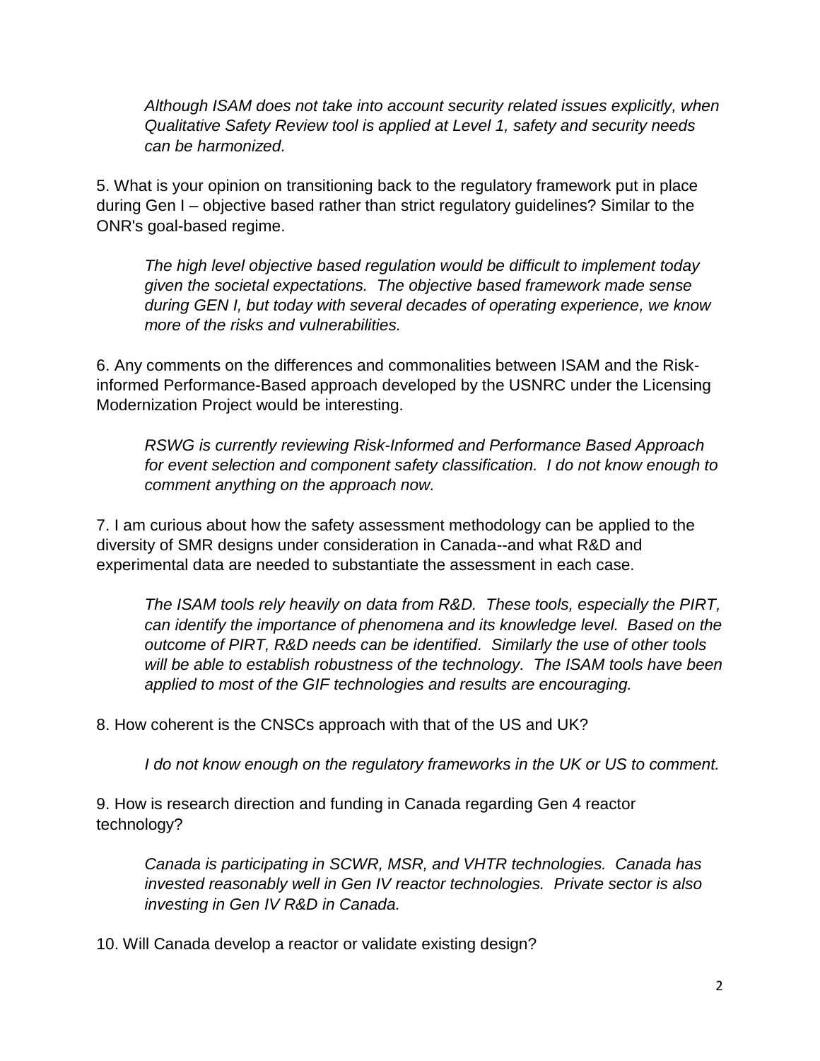*Although ISAM does not take into account security related issues explicitly, when Qualitative Safety Review tool is applied at Level 1, safety and security needs can be harmonized.*

5. What is your opinion on transitioning back to the regulatory framework put in place during Gen I – objective based rather than strict regulatory guidelines? Similar to the ONR's goal-based regime.

*The high level objective based regulation would be difficult to implement today given the societal expectations. The objective based framework made sense during GEN I, but today with several decades of operating experience, we know more of the risks and vulnerabilities.*

6. Any comments on the differences and commonalities between ISAM and the Risk-informed Performance-Based approach developed by the USNRC under the Licensing Modernization Project would be interesting.

*RSWG is currently reviewing Risk-Informed and Performance Based Approach for event selection and component safety classification. I do not know enough to comment anything on the approach now.*

7. I am curious about how the safety assessment methodology can be applied to the diversity of SMR designs under consideration in Canada--and what R&D and experimental data are needed to substantiate the assessment in each case.

*The ISAM tools rely heavily on data from R&D. These tools, especially the PIRT, can identify the importance of phenomena and its knowledge level. Based on the outcome of PIRT, R&D needs can be identified. Similarly the use of other tools will be able to establish robustness of the technology. The ISAM tools have been applied to most of the GIF technologies and results are encouraging.*

8. How coherent is the CNSCs approach with that of the US and UK?

*I do not know enough on the regulatory frameworks in the UK or US to comment.*

9. How is research direction and funding in Canada regarding Gen 4 reactor technology?

*Canada is participating in SCWR, MSR, and VHTR technologies. Canada has invested reasonably well in Gen IV reactor technologies. Private sector is also investing in Gen IV R&D in Canada.*

10. Will Canada develop a reactor or validate existing design?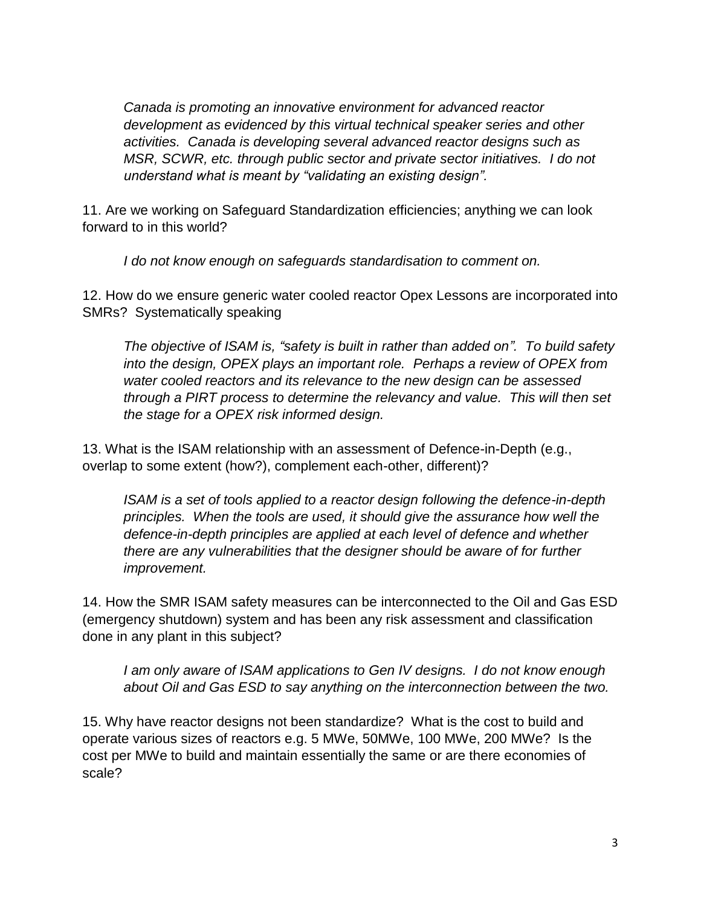*Canada is promoting an innovative environment for advanced reactor development as evidenced by this virtual technical speaker series and other activities. Canada is developing several advanced reactor designs such as MSR, SCWR, etc. through public sector and private sector initiatives. I do not understand what is meant by "validating an existing design".*

11. Are we working on Safeguard Standardization efficiencies; anything we can look forward to in this world?

    *I do not know enough on safeguards standardisation to comment on.*

12. How do we ensure generic water cooled reactor Opex Lessons are incorporated into SMRs? Systematically speaking

    *The objective of ISAM is, "safety is built in rather than added on". To build safety into the design, OPEX plays an important role. Perhaps a review of OPEX from water cooled reactors and its relevance to the new design can be assessed through a PIRT process to determine the relevancy and value. This will then set the stage for a OPEX risk informed design.*

13. What is the ISAM relationship with an assessment of Defence-in-Depth (e.g., overlap to some extent (how?), complement each-other, different)?

    *ISAM is a set of tools applied to a reactor design following the defence-in-depth principles. When the tools are used, it should give the assurance how well the defence-in-depth principles are applied at each level of defence and whether there are any vulnerabilities that the designer should be aware of for further improvement.*

14. How the SMR ISAM safety measures can be interconnected to the Oil and Gas ESD (emergency shutdown) system and has been any risk assessment and classification done in any plant in this subject?

    *I am only aware of ISAM applications to Gen IV designs. I do not know enough about Oil and Gas ESD to say anything on the interconnection between the two.*

15. Why have reactor designs not been standardize? What is the cost to build and operate various sizes of reactors e.g. 5 MWe, 50MWe, 100 MWe, 200 MWe? Is the cost per MWe to build and maintain essentially the same or are there economies of scale?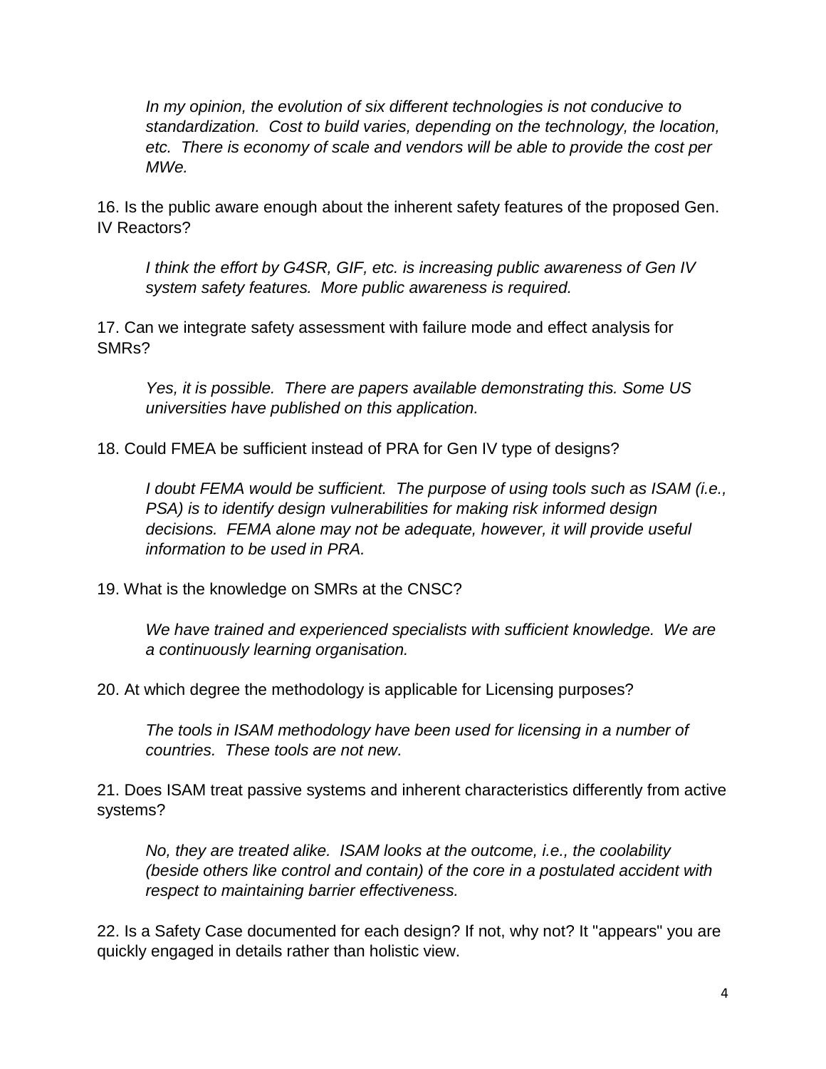*In my opinion, the evolution of six different technologies is not conducive to standardization. Cost to build varies, depending on the technology, the location, etc. There is economy of scale and vendors will be able to provide the cost per MWe.*

16. Is the public aware enough about the inherent safety features of the proposed Gen. IV Reactors?

*I think the effort by G4SR, GIF, etc. is increasing public awareness of Gen IV system safety features. More public awareness is required.*

17. Can we integrate safety assessment with failure mode and effect analysis for SMRs?

*Yes, it is possible. There are papers available demonstrating this. Some US universities have published on this application.*

18. Could FMEA be sufficient instead of PRA for Gen IV type of designs?

*I doubt FEMA would be sufficient. The purpose of using tools such as ISAM (i.e., PSA) is to identify design vulnerabilities for making risk informed design decisions. FEMA alone may not be adequate, however, it will provide useful information to be used in PRA.*

19. What is the knowledge on SMRs at the CNSC?

*We have trained and experienced specialists with sufficient knowledge. We are a continuously learning organisation.*

20. At which degree the methodology is applicable for Licensing purposes?

*The tools in ISAM methodology have been used for licensing in a number of countries. These tools are not new.*

21. Does ISAM treat passive systems and inherent characteristics differently from active systems?

*No, they are treated alike. ISAM looks at the outcome, i.e., the coolability (beside others like control and contain) of the core in a postulated accident with respect to maintaining barrier effectiveness.*

22. Is a Safety Case documented for each design? If not, why not? It "appears" you are quickly engaged in details rather than holistic view.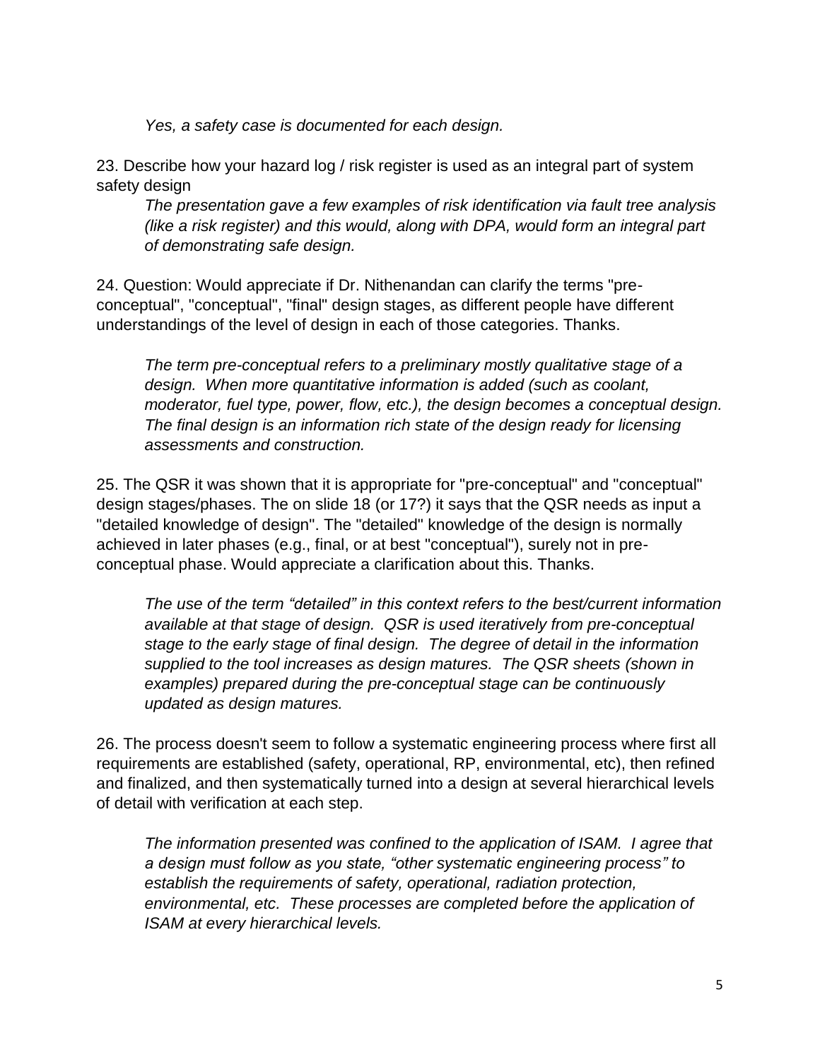*Yes, a safety case is documented for each design.*

23. Describe how your hazard log / risk register is used as an integral part of system safety design

*The presentation gave a few examples of risk identification via fault tree analysis (like a risk register) and this would, along with DPA, would form an integral part of demonstrating safe design.*

24. Question: Would appreciate if Dr. Nithenandan can clarify the terms "pre-conceptual", "conceptual", "final" design stages, as different people have different understandings of the level of design in each of those categories. Thanks.

*The term pre-conceptual refers to a preliminary mostly qualitative stage of a design. When more quantitative information is added (such as coolant, moderator, fuel type, power, flow, etc.), the design becomes a conceptual design. The final design is an information rich state of the design ready for licensing assessments and construction.*

25. The QSR it was shown that it is appropriate for "pre-conceptual" and "conceptual" design stages/phases. The on slide 18 (or 17?) it says that the QSR needs as input a "detailed knowledge of design". The "detailed" knowledge of the design is normally achieved in later phases (e.g., final, or at best "conceptual"), surely not in pre-conceptual phase. Would appreciate a clarification about this. Thanks.

*The use of the term "detailed" in this context refers to the best/current information available at that stage of design. QSR is used iteratively from pre-conceptual stage to the early stage of final design. The degree of detail in the information supplied to the tool increases as design matures. The QSR sheets (shown in examples) prepared during the pre-conceptual stage can be continuously updated as design matures.*

26. The process doesn't seem to follow a systematic engineering process where first all requirements are established (safety, operational, RP, environmental, etc), then refined and finalized, and then systematically turned into a design at several hierarchical levels of detail with verification at each step.

*The information presented was confined to the application of ISAM. I agree that a design must follow as you state, "other systematic engineering process" to establish the requirements of safety, operational, radiation protection, environmental, etc. These processes are completed before the application of ISAM at every hierarchical levels.*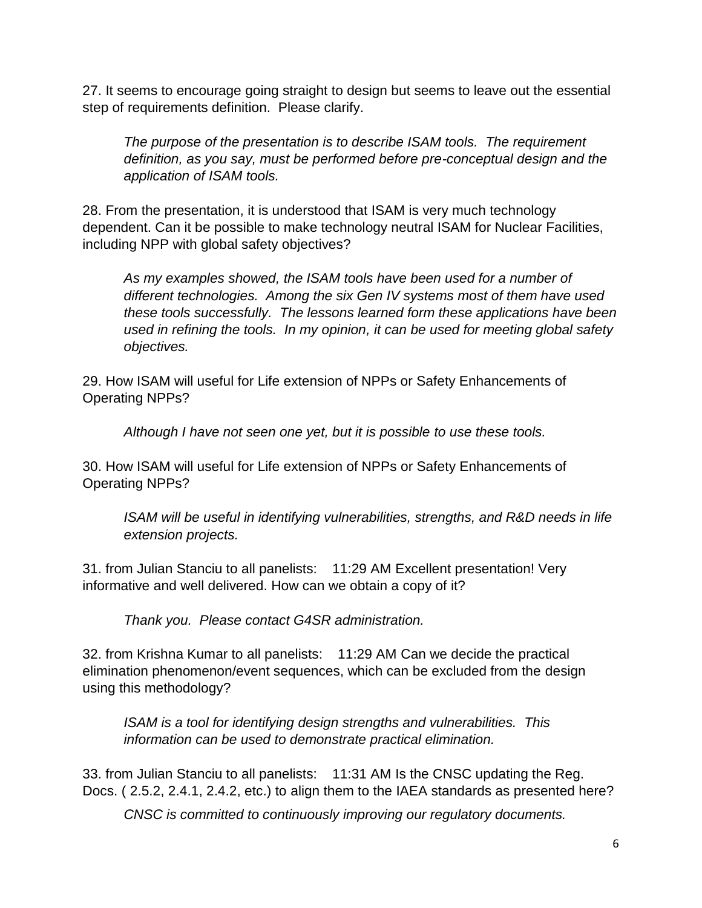27. It seems to encourage going straight to design but seems to leave out the essential step of requirements definition. Please clarify.

> *The purpose of the presentation is to describe ISAM tools. The requirement definition, as you say, must be performed before pre-conceptual design and the application of ISAM tools.*

28. From the presentation, it is understood that ISAM is very much technology dependent. Can it be possible to make technology neutral ISAM for Nuclear Facilities, including NPP with global safety objectives?

> *As my examples showed, the ISAM tools have been used for a number of different technologies. Among the six Gen IV systems most of them have used these tools successfully. The lessons learned form these applications have been used in refining the tools. In my opinion, it can be used for meeting global safety objectives.*

29. How ISAM will useful for Life extension of NPPs or Safety Enhancements of Operating NPPs?

> *Although I have not seen one yet, but it is possible to use these tools.*

30. How ISAM will useful for Life extension of NPPs or Safety Enhancements of Operating NPPs?

> *ISAM will be useful in identifying vulnerabilities, strengths, and R&D needs in life extension projects.*

31. from Julian Stanciu to all panelists: 11:29 AM Excellent presentation! Very informative and well delivered. How can we obtain a copy of it?

> *Thank you. Please contact G4SR administration.*

32. from Krishna Kumar to all panelists: 11:29 AM Can we decide the practical elimination phenomenon/event sequences, which can be excluded from the design using this methodology?

> *ISAM is a tool for identifying design strengths and vulnerabilities. This information can be used to demonstrate practical elimination.*

33. from Julian Stanciu to all panelists: 11:31 AM Is the CNSC updating the Reg. Docs. ( 2.5.2, 2.4.1, 2.4.2, etc.) to align them to the IAEA standards as presented here?

> *CNSC is committed to continuously improving our regulatory documents.*